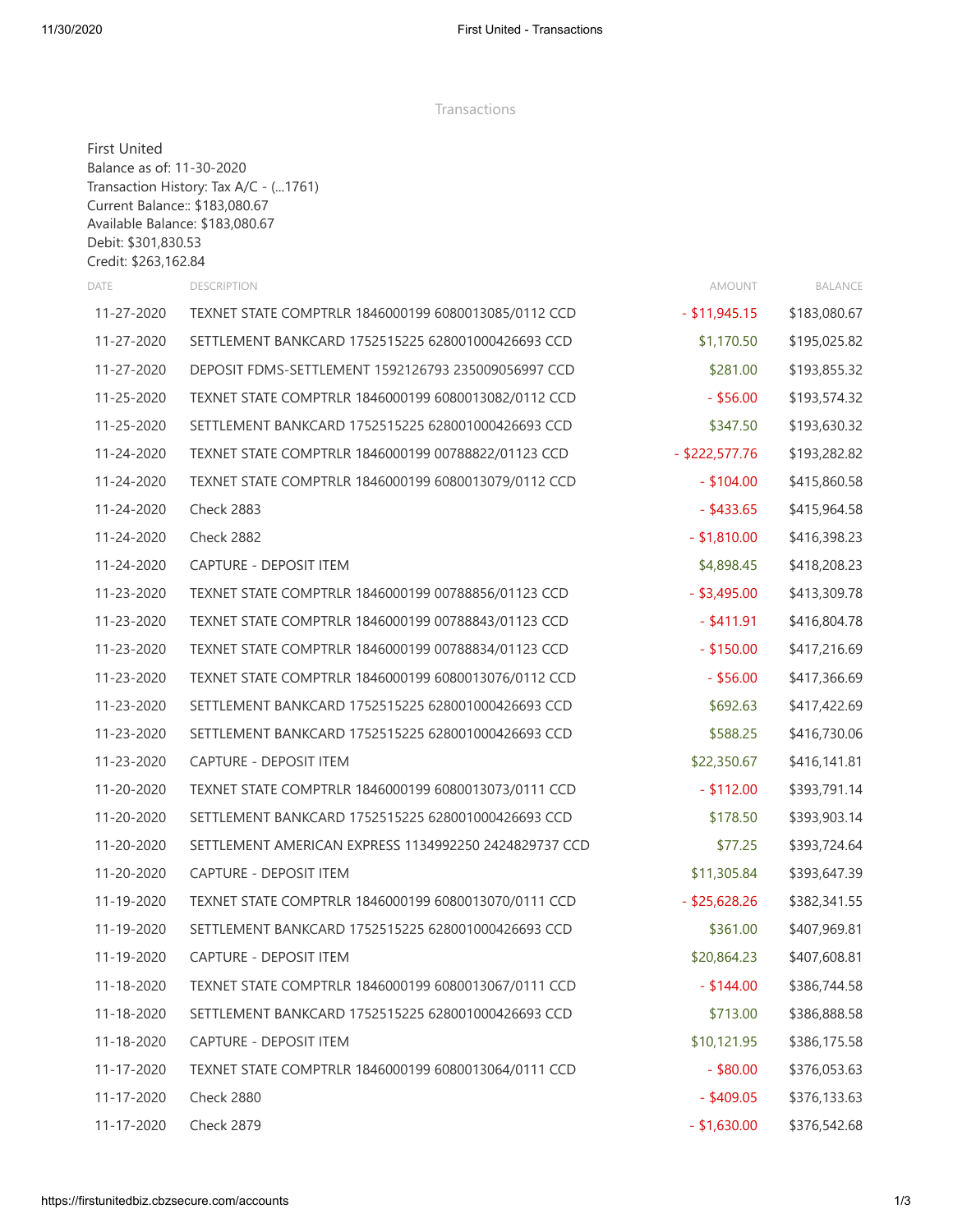Transactions

First United
Balance as of: 11-30-2020
Transaction History: Tax A/C - (...1761)
Current Balance:: $183,080.67
Available Balance: $183,080.67
Debit: $301,830.53
Credit: $263,162.84

| DATE | DESCRIPTION | AMOUNT | BALANCE |
|---|---|---|---|
| 11-27-2020 | TEXNET STATE COMPTRLR 1846000199 6080013085/0112 CCD | - $11,945.15 | $183,080.67 |
| 11-27-2020 | SETTLEMENT BANKCARD 1752515225 628001000426693 CCD | $1,170.50 | $195,025.82 |
| 11-27-2020 | DEPOSIT FDMS-SETTLEMENT 1592126793 235009056997 CCD | $281.00 | $193,855.32 |
| 11-25-2020 | TEXNET STATE COMPTRLR 1846000199 6080013082/0112 CCD | - $56.00 | $193,574.32 |
| 11-25-2020 | SETTLEMENT BANKCARD 1752515225 628001000426693 CCD | $347.50 | $193,630.32 |
| 11-24-2020 | TEXNET STATE COMPTRLR 1846000199 00788822/01123 CCD | - $222,577.76 | $193,282.82 |
| 11-24-2020 | TEXNET STATE COMPTRLR 1846000199 6080013079/0112 CCD | - $104.00 | $415,860.58 |
| 11-24-2020 | Check 2883 | - $433.65 | $415,964.58 |
| 11-24-2020 | Check 2882 | - $1,810.00 | $416,398.23 |
| 11-24-2020 | CAPTURE - DEPOSIT ITEM | $4,898.45 | $418,208.23 |
| 11-23-2020 | TEXNET STATE COMPTRLR 1846000199 00788856/01123 CCD | - $3,495.00 | $413,309.78 |
| 11-23-2020 | TEXNET STATE COMPTRLR 1846000199 00788843/01123 CCD | - $411.91 | $416,804.78 |
| 11-23-2020 | TEXNET STATE COMPTRLR 1846000199 00788834/01123 CCD | - $150.00 | $417,216.69 |
| 11-23-2020 | TEXNET STATE COMPTRLR 1846000199 6080013076/0112 CCD | - $56.00 | $417,366.69 |
| 11-23-2020 | SETTLEMENT BANKCARD 1752515225 628001000426693 CCD | $692.63 | $417,422.69 |
| 11-23-2020 | SETTLEMENT BANKCARD 1752515225 628001000426693 CCD | $588.25 | $416,730.06 |
| 11-23-2020 | CAPTURE - DEPOSIT ITEM | $22,350.67 | $416,141.81 |
| 11-20-2020 | TEXNET STATE COMPTRLR 1846000199 6080013073/0111 CCD | - $112.00 | $393,791.14 |
| 11-20-2020 | SETTLEMENT BANKCARD 1752515225 628001000426693 CCD | $178.50 | $393,903.14 |
| 11-20-2020 | SETTLEMENT AMERICAN EXPRESS 1134992250 2424829737 CCD | $77.25 | $393,724.64 |
| 11-20-2020 | CAPTURE - DEPOSIT ITEM | $11,305.84 | $393,647.39 |
| 11-19-2020 | TEXNET STATE COMPTRLR 1846000199 6080013070/0111 CCD | - $25,628.26 | $382,341.55 |
| 11-19-2020 | SETTLEMENT BANKCARD 1752515225 628001000426693 CCD | $361.00 | $407,969.81 |
| 11-19-2020 | CAPTURE - DEPOSIT ITEM | $20,864.23 | $407,608.81 |
| 11-18-2020 | TEXNET STATE COMPTRLR 1846000199 6080013067/0111 CCD | - $144.00 | $386,744.58 |
| 11-18-2020 | SETTLEMENT BANKCARD 1752515225 628001000426693 CCD | $713.00 | $386,888.58 |
| 11-18-2020 | CAPTURE - DEPOSIT ITEM | $10,121.95 | $386,175.58 |
| 11-17-2020 | TEXNET STATE COMPTRLR 1846000199 6080013064/0111 CCD | - $80.00 | $376,053.63 |
| 11-17-2020 | Check 2880 | - $409.05 | $376,133.63 |
| 11-17-2020 | Check 2879 | - $1,630.00 | $376,542.68 |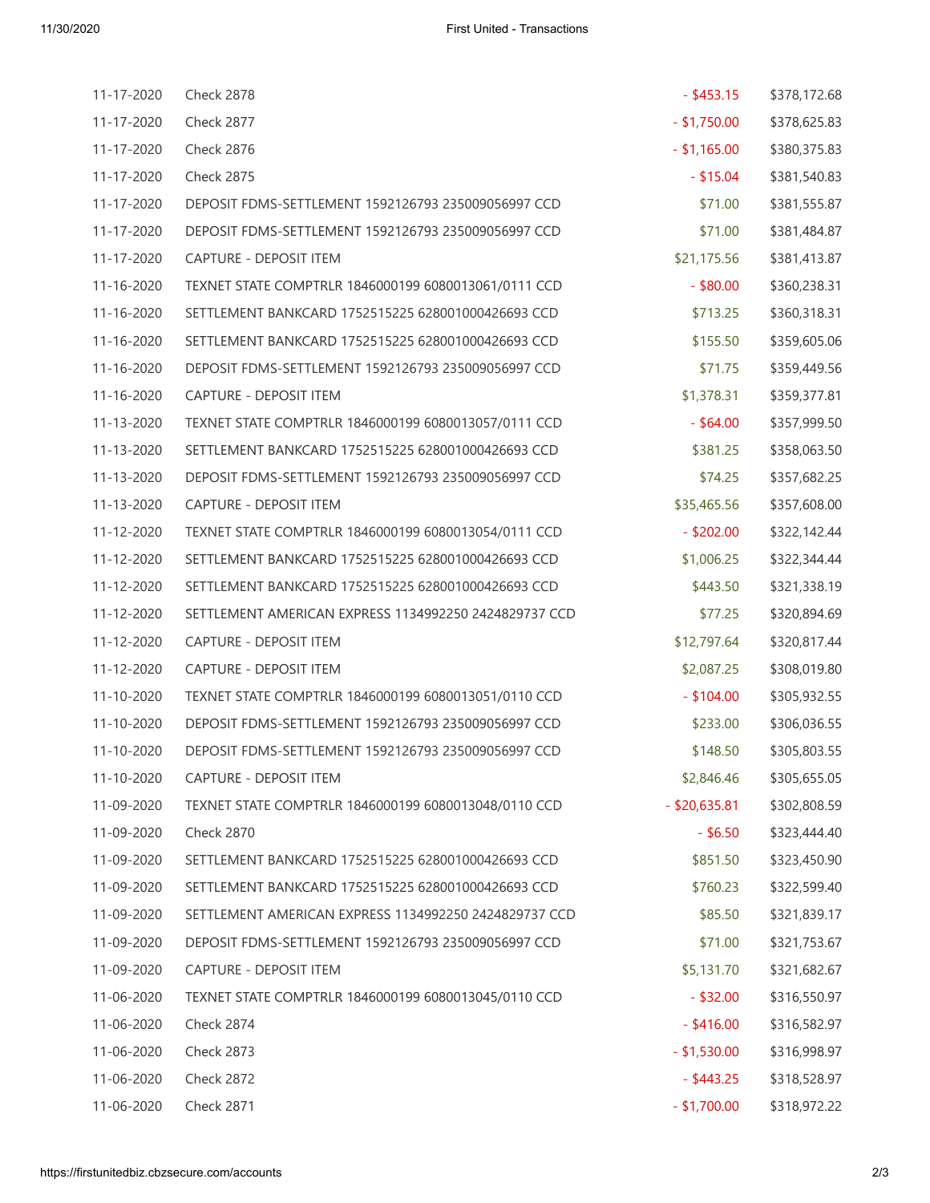| Date | Description | Amount | Balance |
| --- | --- | --- | --- |
| 11-17-2020 | Check 2878 | - $453.15 | $378,172.68 |
| 11-17-2020 | Check 2877 | - $1,750.00 | $378,625.83 |
| 11-17-2020 | Check 2876 | - $1,165.00 | $380,375.83 |
| 11-17-2020 | Check 2875 | - $15.04 | $381,540.83 |
| 11-17-2020 | DEPOSIT FDMS-SETTLEMENT 1592126793 235009056997 CCD | $71.00 | $381,555.87 |
| 11-17-2020 | DEPOSIT FDMS-SETTLEMENT 1592126793 235009056997 CCD | $71.00 | $381,484.87 |
| 11-17-2020 | CAPTURE - DEPOSIT ITEM | $21,175.56 | $381,413.87 |
| 11-16-2020 | TEXNET STATE COMPTRLR 1846000199 6080013061/0111 CCD | - $80.00 | $360,238.31 |
| 11-16-2020 | SETTLEMENT BANKCARD 1752515225 628001000426693 CCD | $713.25 | $360,318.31 |
| 11-16-2020 | SETTLEMENT BANKCARD 1752515225 628001000426693 CCD | $155.50 | $359,605.06 |
| 11-16-2020 | DEPOSIT FDMS-SETTLEMENT 1592126793 235009056997 CCD | $71.75 | $359,449.56 |
| 11-16-2020 | CAPTURE - DEPOSIT ITEM | $1,378.31 | $359,377.81 |
| 11-13-2020 | TEXNET STATE COMPTRLR 1846000199 6080013057/0111 CCD | - $64.00 | $357,999.50 |
| 11-13-2020 | SETTLEMENT BANKCARD 1752515225 628001000426693 CCD | $381.25 | $358,063.50 |
| 11-13-2020 | DEPOSIT FDMS-SETTLEMENT 1592126793 235009056997 CCD | $74.25 | $357,682.25 |
| 11-13-2020 | CAPTURE - DEPOSIT ITEM | $35,465.56 | $357,608.00 |
| 11-12-2020 | TEXNET STATE COMPTRLR 1846000199 6080013054/0111 CCD | - $202.00 | $322,142.44 |
| 11-12-2020 | SETTLEMENT BANKCARD 1752515225 628001000426693 CCD | $1,006.25 | $322,344.44 |
| 11-12-2020 | SETTLEMENT BANKCARD 1752515225 628001000426693 CCD | $443.50 | $321,338.19 |
| 11-12-2020 | SETTLEMENT AMERICAN EXPRESS 1134992250 2424829737 CCD | $77.25 | $320,894.69 |
| 11-12-2020 | CAPTURE - DEPOSIT ITEM | $12,797.64 | $320,817.44 |
| 11-12-2020 | CAPTURE - DEPOSIT ITEM | $2,087.25 | $308,019.80 |
| 11-10-2020 | TEXNET STATE COMPTRLR 1846000199 6080013051/0110 CCD | - $104.00 | $305,932.55 |
| 11-10-2020 | DEPOSIT FDMS-SETTLEMENT 1592126793 235009056997 CCD | $233.00 | $306,036.55 |
| 11-10-2020 | DEPOSIT FDMS-SETTLEMENT 1592126793 235009056997 CCD | $148.50 | $305,803.55 |
| 11-10-2020 | CAPTURE - DEPOSIT ITEM | $2,846.46 | $305,655.05 |
| 11-09-2020 | TEXNET STATE COMPTRLR 1846000199 6080013048/0110 CCD | - $20,635.81 | $302,808.59 |
| 11-09-2020 | Check 2870 | - $6.50 | $323,444.40 |
| 11-09-2020 | SETTLEMENT BANKCARD 1752515225 628001000426693 CCD | $851.50 | $323,450.90 |
| 11-09-2020 | SETTLEMENT BANKCARD 1752515225 628001000426693 CCD | $760.23 | $322,599.40 |
| 11-09-2020 | SETTLEMENT AMERICAN EXPRESS 1134992250 2424829737 CCD | $85.50 | $321,839.17 |
| 11-09-2020 | DEPOSIT FDMS-SETTLEMENT 1592126793 235009056997 CCD | $71.00 | $321,753.67 |
| 11-09-2020 | CAPTURE - DEPOSIT ITEM | $5,131.70 | $321,682.67 |
| 11-06-2020 | TEXNET STATE COMPTRLR 1846000199 6080013045/0110 CCD | - $32.00 | $316,550.97 |
| 11-06-2020 | Check 2874 | - $416.00 | $316,582.97 |
| 11-06-2020 | Check 2873 | - $1,530.00 | $316,998.97 |
| 11-06-2020 | Check 2872 | - $443.25 | $318,528.97 |
| 11-06-2020 | Check 2871 | - $1,700.00 | $318,972.22 |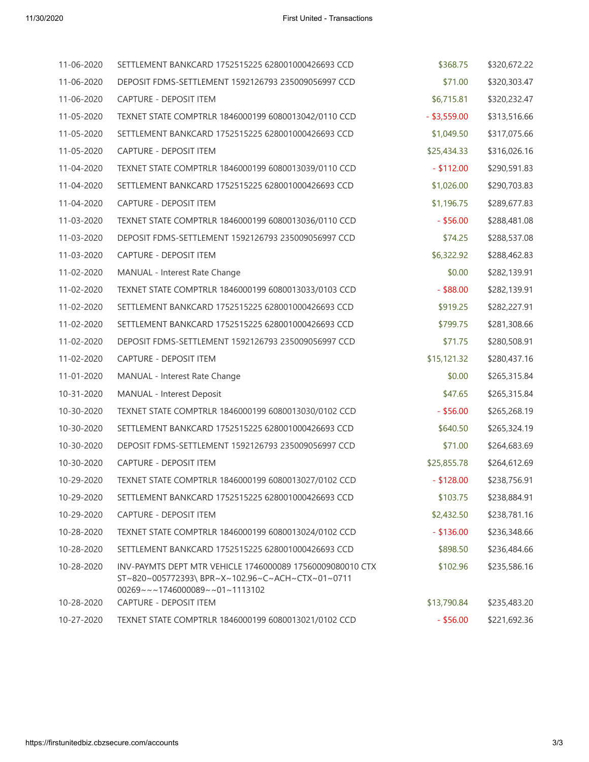| | | | |
|---|---|---|---|
| 11-06-2020 | SETTLEMENT BANKCARD 1752515225 628001000426693 CCD | $368.75 | $320,672.22 |
| 11-06-2020 | DEPOSIT FDMS-SETTLEMENT 1592126793 235009056997 CCD | $71.00 | $320,303.47 |
| 11-06-2020 | CAPTURE - DEPOSIT ITEM | $6,715.81 | $320,232.47 |
| 11-05-2020 | TEXNET STATE COMPTRLR 1846000199 6080013042/0110 CCD | - $3,559.00 | $313,516.66 |
| 11-05-2020 | SETTLEMENT BANKCARD 1752515225 628001000426693 CCD | $1,049.50 | $317,075.66 |
| 11-05-2020 | CAPTURE - DEPOSIT ITEM | $25,434.33 | $316,026.16 |
| 11-04-2020 | TEXNET STATE COMPTRLR 1846000199 6080013039/0110 CCD | - $112.00 | $290,591.83 |
| 11-04-2020 | SETTLEMENT BANKCARD 1752515225 628001000426693 CCD | $1,026.00 | $290,703.83 |
| 11-04-2020 | CAPTURE - DEPOSIT ITEM | $1,196.75 | $289,677.83 |
| 11-03-2020 | TEXNET STATE COMPTRLR 1846000199 6080013036/0110 CCD | - $56.00 | $288,481.08 |
| 11-03-2020 | DEPOSIT FDMS-SETTLEMENT 1592126793 235009056997 CCD | $74.25 | $288,537.08 |
| 11-03-2020 | CAPTURE - DEPOSIT ITEM | $6,322.92 | $288,462.83 |
| 11-02-2020 | MANUAL - Interest Rate Change | $0.00 | $282,139.91 |
| 11-02-2020 | TEXNET STATE COMPTRLR 1846000199 6080013033/0103 CCD | - $88.00 | $282,139.91 |
| 11-02-2020 | SETTLEMENT BANKCARD 1752515225 628001000426693 CCD | $919.25 | $282,227.91 |
| 11-02-2020 | SETTLEMENT BANKCARD 1752515225 628001000426693 CCD | $799.75 | $281,308.66 |
| 11-02-2020 | DEPOSIT FDMS-SETTLEMENT 1592126793 235009056997 CCD | $71.75 | $280,508.91 |
| 11-02-2020 | CAPTURE - DEPOSIT ITEM | $15,121.32 | $280,437.16 |
| 11-01-2020 | MANUAL - Interest Rate Change | $0.00 | $265,315.84 |
| 10-31-2020 | MANUAL - Interest Deposit | $47.65 | $265,315.84 |
| 10-30-2020 | TEXNET STATE COMPTRLR 1846000199 6080013030/0102 CCD | - $56.00 | $265,268.19 |
| 10-30-2020 | SETTLEMENT BANKCARD 1752515225 628001000426693 CCD | $640.50 | $265,324.19 |
| 10-30-2020 | DEPOSIT FDMS-SETTLEMENT 1592126793 235009056997 CCD | $71.00 | $264,683.69 |
| 10-30-2020 | CAPTURE - DEPOSIT ITEM | $25,855.78 | $264,612.69 |
| 10-29-2020 | TEXNET STATE COMPTRLR 1846000199 6080013027/0102 CCD | - $128.00 | $238,756.91 |
| 10-29-2020 | SETTLEMENT BANKCARD 1752515225 628001000426693 CCD | $103.75 | $238,884.91 |
| 10-29-2020 | CAPTURE - DEPOSIT ITEM | $2,432.50 | $238,781.16 |
| 10-28-2020 | TEXNET STATE COMPTRLR 1846000199 6080013024/0102 CCD | - $136.00 | $236,348.66 |
| 10-28-2020 | SETTLEMENT BANKCARD 1752515225 628001000426693 CCD | $898.50 | $236,484.66 |
| 10-28-2020 | INV-PAYMTS DEPT MTR VEHICLE 1746000089 17560009080010 CTX ST~820~005772393\ BPR~X~102.96~C~ACH~CTX~01~0711 00269~~~1746000089~~01~1113102 | $102.96 | $235,586.16 |
| 10-28-2020 | CAPTURE - DEPOSIT ITEM | $13,790.84 | $235,483.20 |
| 10-27-2020 | TEXNET STATE COMPTRLR 1846000199 6080013021/0102 CCD | - $56.00 | $221,692.36 |